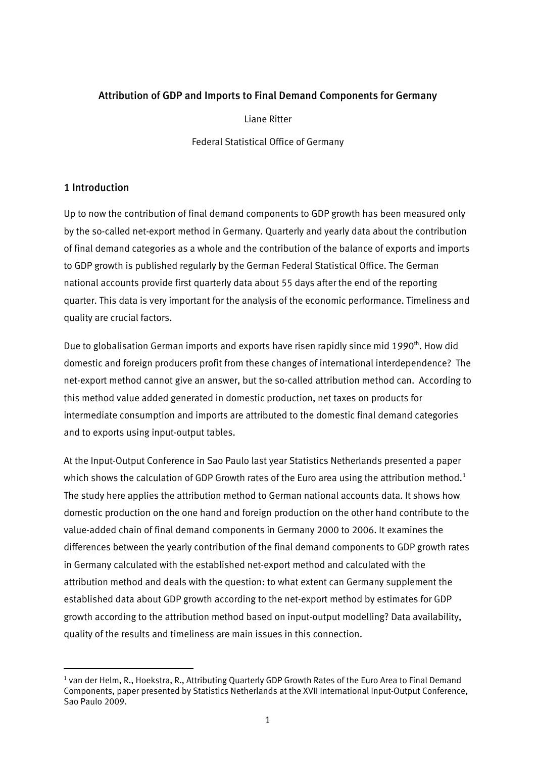# Attribution of GDP and Imports to Final Demand Components for Germany

Liane Ritter

Federal Statistical Office of Germany

## 1 Introduction

Up to now the contribution of final demand components to GDP growth has been measured only by the so-called net-export method in Germany. Quarterly and yearly data about the contribution of final demand categories as a whole and the contribution of the balance of exports and imports to GDP growth is published regularly by the German Federal Statistical Office. The German national accounts provide first quarterly data about 55 days after the end of the reporting quarter. This data is very important for the analysis of the economic performance. Timeliness and quality are crucial factors.

Due to globalisation German imports and exports have risen rapidly since mid 1990th. How did domestic and foreign producers profit from these changes of international interdependence? The net-export method cannot give an answer, but the so-called attribution method can. According to this method value added generated in domestic production, net taxes on products for intermediate consumption and imports are attributed to the domestic final demand categories and to exports using input-output tables.

At the Input-Output Conference in Sao Paulo last year Statistics Netherlands presented a paper which shows the calculation of GDP Growth rates of the Euro area using the attribution method.[1] The study here applies the attribution method to German national accounts data. It shows how domestic production on the one hand and foreign production on the other hand contribute to the value-added chain of final demand components in Germany 2000 to 2006. It examines the differences between the yearly contribution of the final demand components to GDP growth rates in Germany calculated with the established net-export method and calculated with the attribution method and deals with the question: to what extent can Germany supplement the established data about GDP growth according to the net-export method by estimates for GDP growth according to the attribution method based on input-output modelling? Data availability, quality of the results and timeliness are main issues in this connection.

[1] van der Helm, R., Hoekstra, R., Attributing Quarterly GDP Growth Rates of the Euro Area to Final Demand Components, paper presented by Statistics Netherlands at the XVII International Input-Output Conference, Sao Paulo 2009.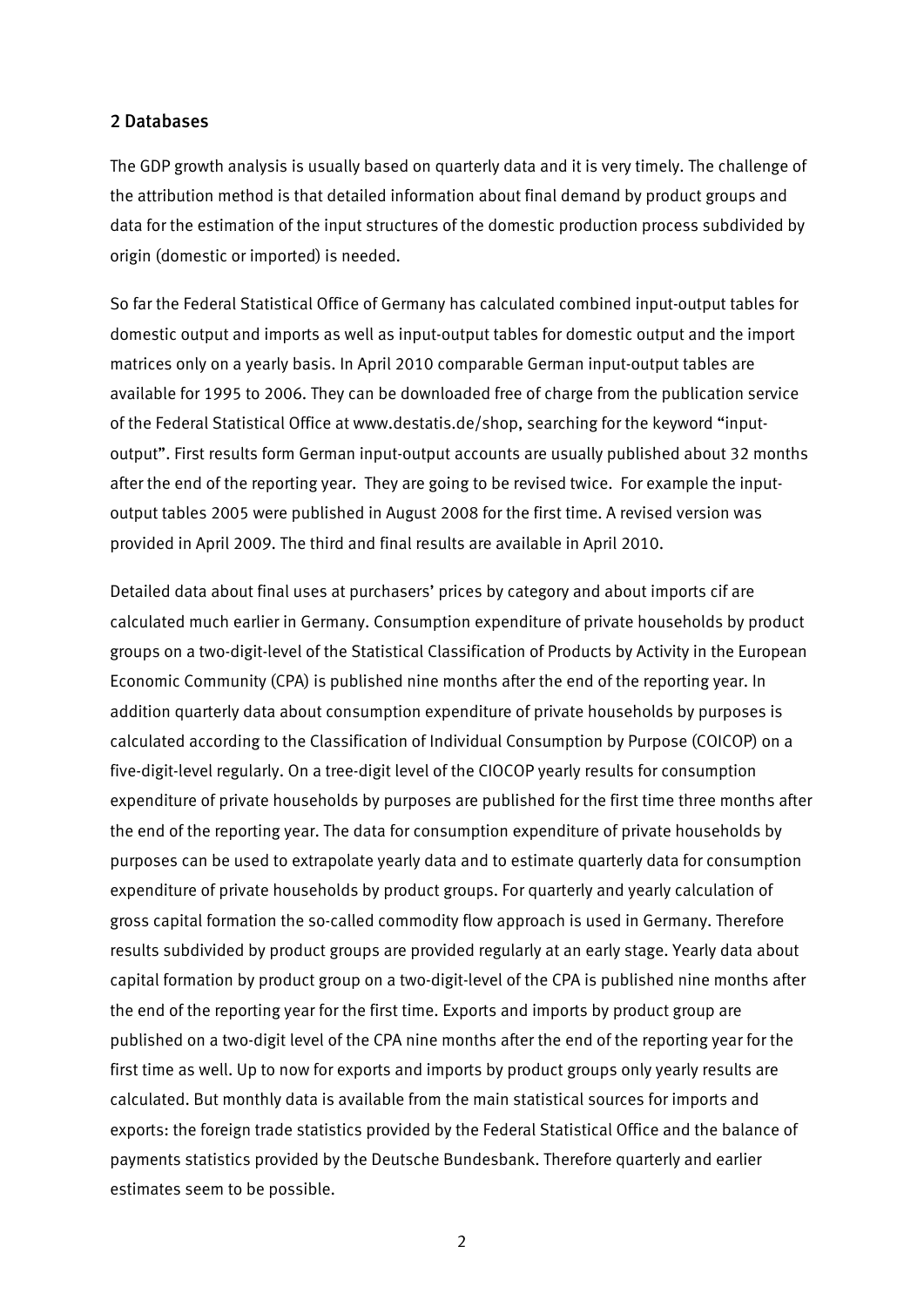## 2 Databases

The GDP growth analysis is usually based on quarterly data and it is very timely. The challenge of the attribution method is that detailed information about final demand by product groups and data for the estimation of the input structures of the domestic production process subdivided by origin (domestic or imported) is needed.

So far the Federal Statistical Office of Germany has calculated combined input-output tables for domestic output and imports as well as input-output tables for domestic output and the import matrices only on a yearly basis. In April 2010 comparable German input-output tables are available for 1995 to 2006. They can be downloaded free of charge from the publication service of the Federal Statistical Office at www.destatis.de/shop, searching for the keyword "input-output". First results form German input-output accounts are usually published about 32 months after the end of the reporting year. They are going to be revised twice. For example the input-output tables 2005 were published in August 2008 for the first time. A revised version was provided in April 2009. The third and final results are available in April 2010.

Detailed data about final uses at purchasers' prices by category and about imports cif are calculated much earlier in Germany. Consumption expenditure of private households by product groups on a two-digit-level of the Statistical Classification of Products by Activity in the European Economic Community (CPA) is published nine months after the end of the reporting year. In addition quarterly data about consumption expenditure of private households by purposes is calculated according to the Classification of Individual Consumption by Purpose (COICOP) on a five-digit-level regularly. On a tree-digit level of the CIOCOP yearly results for consumption expenditure of private households by purposes are published for the first time three months after the end of the reporting year. The data for consumption expenditure of private households by purposes can be used to extrapolate yearly data and to estimate quarterly data for consumption expenditure of private households by product groups. For quarterly and yearly calculation of gross capital formation the so-called commodity flow approach is used in Germany. Therefore results subdivided by product groups are provided regularly at an early stage. Yearly data about capital formation by product group on a two-digit-level of the CPA is published nine months after the end of the reporting year for the first time. Exports and imports by product group are published on a two-digit level of the CPA nine months after the end of the reporting year for the first time as well. Up to now for exports and imports by product groups only yearly results are calculated. But monthly data is available from the main statistical sources for imports and exports: the foreign trade statistics provided by the Federal Statistical Office and the balance of payments statistics provided by the Deutsche Bundesbank. Therefore quarterly and earlier estimates seem to be possible.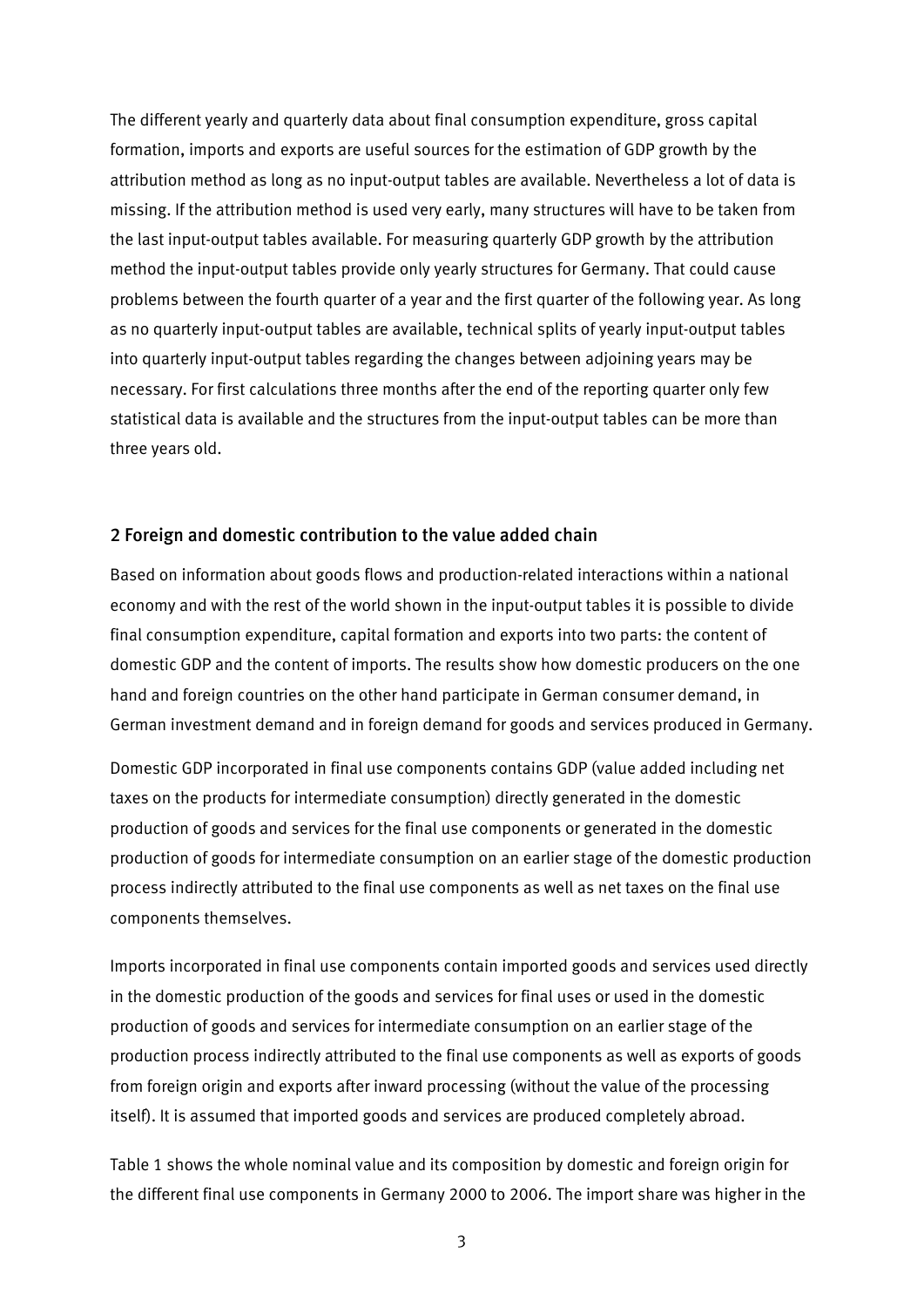The different yearly and quarterly data about final consumption expenditure, gross capital formation, imports and exports are useful sources for the estimation of GDP growth by the attribution method as long as no input-output tables are available. Nevertheless a lot of data is missing. If the attribution method is used very early, many structures will have to be taken from the last input-output tables available. For measuring quarterly GDP growth by the attribution method the input-output tables provide only yearly structures for Germany. That could cause problems between the fourth quarter of a year and the first quarter of the following year. As long as no quarterly input-output tables are available, technical splits of yearly input-output tables into quarterly input-output tables regarding the changes between adjoining years may be necessary. For first calculations three months after the end of the reporting quarter only few statistical data is available and the structures from the input-output tables can be more than three years old.

## 2 Foreign and domestic contribution to the value added chain

Based on information about goods flows and production-related interactions within a national economy and with the rest of the world shown in the input-output tables it is possible to divide final consumption expenditure, capital formation and exports into two parts: the content of domestic GDP and the content of imports. The results show how domestic producers on the one hand and foreign countries on the other hand participate in German consumer demand, in German investment demand and in foreign demand for goods and services produced in Germany.

Domestic GDP incorporated in final use components contains GDP (value added including net taxes on the products for intermediate consumption) directly generated in the domestic production of goods and services for the final use components or generated in the domestic production of goods for intermediate consumption on an earlier stage of the domestic production process indirectly attributed to the final use components as well as net taxes on the final use components themselves.

Imports incorporated in final use components contain imported goods and services used directly in the domestic production of the goods and services for final uses or used in the domestic production of goods and services for intermediate consumption on an earlier stage of the production process indirectly attributed to the final use components as well as exports of goods from foreign origin and exports after inward processing (without the value of the processing itself). It is assumed that imported goods and services are produced completely abroad.

Table 1 shows the whole nominal value and its composition by domestic and foreign origin for the different final use components in Germany 2000 to 2006. The import share was higher in the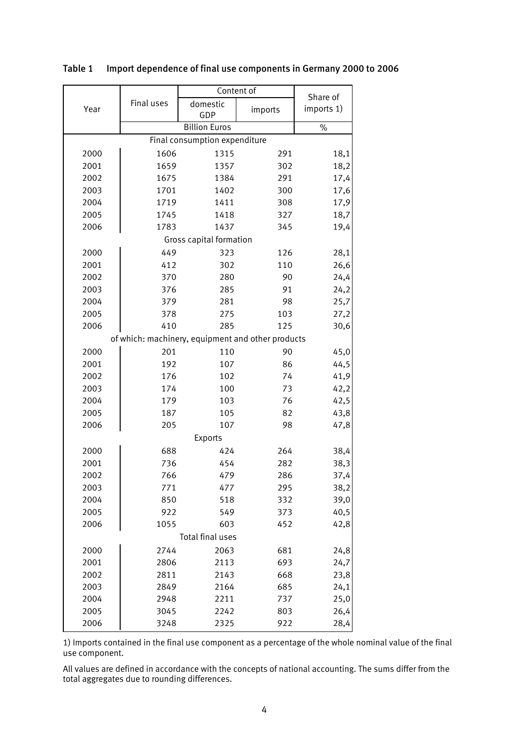**Table 1 Import dependence of final use components in Germany 2000 to 2006**

| Year | Final uses | Content of | | Share of imports 1) |
|---|---|---|---|---|
| | | domestic GDP | imports | |
| | Billion Euros | | | % |
| **Final consumption expenditure** | | | | |
| 2000 | 1606 | 1315 | 291 | 18,1 |
| 2001 | 1659 | 1357 | 302 | 18,2 |
| 2002 | 1675 | 1384 | 291 | 17,4 |
| 2003 | 1701 | 1402 | 300 | 17,6 |
| 2004 | 1719 | 1411 | 308 | 17,9 |
| 2005 | 1745 | 1418 | 327 | 18,7 |
| 2006 | 1783 | 1437 | 345 | 19,4 |
| **Gross capital formation** | | | | |
| 2000 | 449 | 323 | 126 | 28,1 |
| 2001 | 412 | 302 | 110 | 26,6 |
| 2002 | 370 | 280 | 90 | 24,4 |
| 2003 | 376 | 285 | 91 | 24,2 |
| 2004 | 379 | 281 | 98 | 25,7 |
| 2005 | 378 | 275 | 103 | 27,2 |
| 2006 | 410 | 285 | 125 | 30,6 |
| **of which: machinery, equipment and other products** | | | | |
| 2000 | 201 | 110 | 90 | 45,0 |
| 2001 | 192 | 107 | 86 | 44,5 |
| 2002 | 176 | 102 | 74 | 41,9 |
| 2003 | 174 | 100 | 73 | 42,2 |
| 2004 | 179 | 103 | 76 | 42,5 |
| 2005 | 187 | 105 | 82 | 43,8 |
| 2006 | 205 | 107 | 98 | 47,8 |
| **Exports** | | | | |
| 2000 | 688 | 424 | 264 | 38,4 |
| 2001 | 736 | 454 | 282 | 38,3 |
| 2002 | 766 | 479 | 286 | 37,4 |
| 2003 | 771 | 477 | 295 | 38,2 |
| 2004 | 850 | 518 | 332 | 39,0 |
| 2005 | 922 | 549 | 373 | 40,5 |
| 2006 | 1055 | 603 | 452 | 42,8 |
| **Total final uses** | | | | |
| 2000 | 2744 | 2063 | 681 | 24,8 |
| 2001 | 2806 | 2113 | 693 | 24,7 |
| 2002 | 2811 | 2143 | 668 | 23,8 |
| 2003 | 2849 | 2164 | 685 | 24,1 |
| 2004 | 2948 | 2211 | 737 | 25,0 |
| 2005 | 3045 | 2242 | 803 | 26,4 |
| 2006 | 3248 | 2325 | 922 | 28,4 |

1) Imports contained in the final use component as a percentage of the whole nominal value of the final use component.

All values are defined in accordance with the concepts of national accounting. The sums differ from the total aggregates due to rounding differences.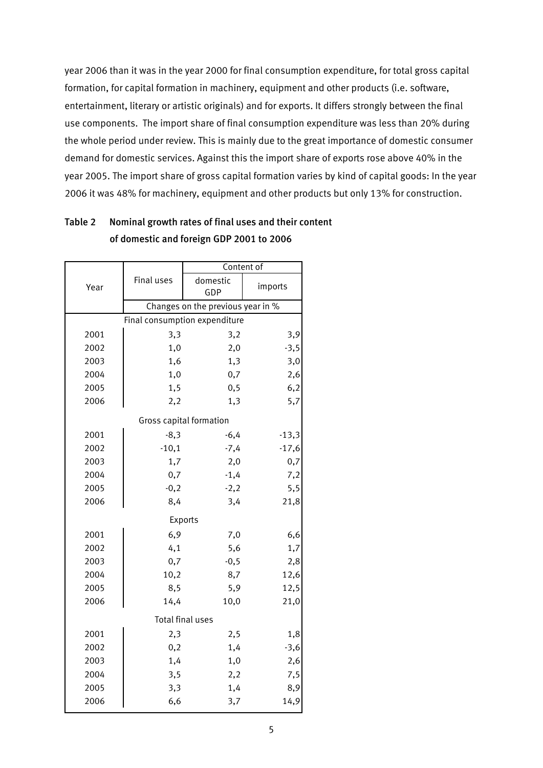year 2006 than it was in the year 2000 for final consumption expenditure, for total gross capital formation, for capital formation in machinery, equipment and other products (i.e. software, entertainment, literary or artistic originals) and for exports. It differs strongly between the final use components. The import share of final consumption expenditure was less than 20% during the whole period under review. This is mainly due to the great importance of domestic consumer demand for domestic services. Against this the import share of exports rose above 40% in the year 2005. The import share of gross capital formation varies by kind of capital goods: In the year 2006 it was 48% for machinery, equipment and other products but only 13% for construction.

**Table 2 Nominal growth rates of final uses and their content of domestic and foreign GDP 2001 to 2006**

| Year | Final uses | Content of domestic GDP | Content of imports |
|---|---|---|---|
| | Changes on the previous year in % | | |
| **Final consumption expenditure** | | | |
| 2001 | 3,3 | 3,2 | 3,9 |
| 2002 | 1,0 | 2,0 | -3,5 |
| 2003 | 1,6 | 1,3 | 3,0 |
| 2004 | 1,0 | 0,7 | 2,6 |
| 2005 | 1,5 | 0,5 | 6,2 |
| 2006 | 2,2 | 1,3 | 5,7 |
| **Gross capital formation** | | | |
| 2001 | -8,3 | -6,4 | -13,3 |
| 2002 | -10,1 | -7,4 | -17,6 |
| 2003 | 1,7 | 2,0 | 0,7 |
| 2004 | 0,7 | -1,4 | 7,2 |
| 2005 | -0,2 | -2,2 | 5,5 |
| 2006 | 8,4 | 3,4 | 21,8 |
| **Exports** | | | |
| 2001 | 6,9 | 7,0 | 6,6 |
| 2002 | 4,1 | 5,6 | 1,7 |
| 2003 | 0,7 | -0,5 | 2,8 |
| 2004 | 10,2 | 8,7 | 12,6 |
| 2005 | 8,5 | 5,9 | 12,5 |
| 2006 | 14,4 | 10,0 | 21,0 |
| **Total final uses** | | | |
| 2001 | 2,3 | 2,5 | 1,8 |
| 2002 | 0,2 | 1,4 | -3,6 |
| 2003 | 1,4 | 1,0 | 2,6 |
| 2004 | 3,5 | 2,2 | 7,5 |
| 2005 | 3,3 | 1,4 | 8,9 |
| 2006 | 6,6 | 3,7 | 14,9 |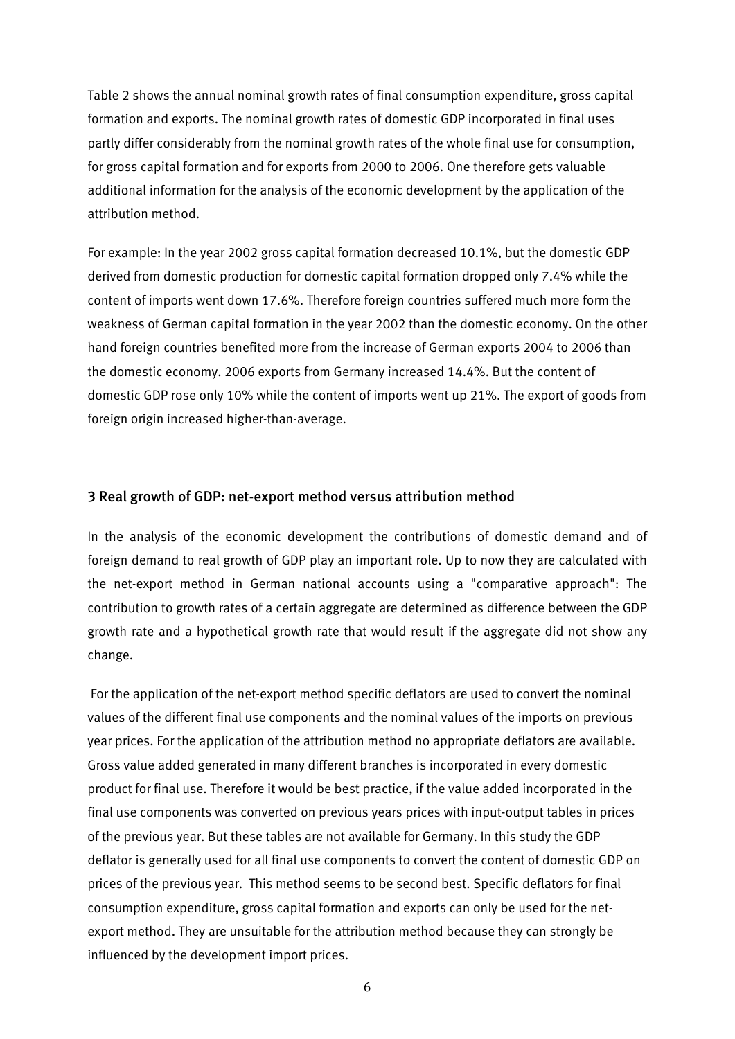Table 2 shows the annual nominal growth rates of final consumption expenditure, gross capital formation and exports. The nominal growth rates of domestic GDP incorporated in final uses partly differ considerably from the nominal growth rates of the whole final use for consumption, for gross capital formation and for exports from 2000 to 2006. One therefore gets valuable additional information for the analysis of the economic development by the application of the attribution method.

For example: In the year 2002 gross capital formation decreased 10.1%, but the domestic GDP derived from domestic production for domestic capital formation dropped only 7.4% while the content of imports went down 17.6%. Therefore foreign countries suffered much more form the weakness of German capital formation in the year 2002 than the domestic economy. On the other hand foreign countries benefited more from the increase of German exports 2004 to 2006 than the domestic economy. 2006 exports from Germany increased 14.4%. But the content of domestic GDP rose only 10% while the content of imports went up 21%. The export of goods from foreign origin increased higher-than-average.

## 3 Real growth of GDP: net-export method versus attribution method

In the analysis of the economic development the contributions of domestic demand and of foreign demand to real growth of GDP play an important role. Up to now they are calculated with the net-export method in German national accounts using a "comparative approach": The contribution to growth rates of a certain aggregate are determined as difference between the GDP growth rate and a hypothetical growth rate that would result if the aggregate did not show any change.

For the application of the net-export method specific deflators are used to convert the nominal values of the different final use components and the nominal values of the imports on previous year prices. For the application of the attribution method no appropriate deflators are available. Gross value added generated in many different branches is incorporated in every domestic product for final use. Therefore it would be best practice, if the value added incorporated in the final use components was converted on previous years prices with input-output tables in prices of the previous year. But these tables are not available for Germany. In this study the GDP deflator is generally used for all final use components to convert the content of domestic GDP on prices of the previous year. This method seems to be second best. Specific deflators for final consumption expenditure, gross capital formation and exports can only be used for the net-export method. They are unsuitable for the attribution method because they can strongly be influenced by the development import prices.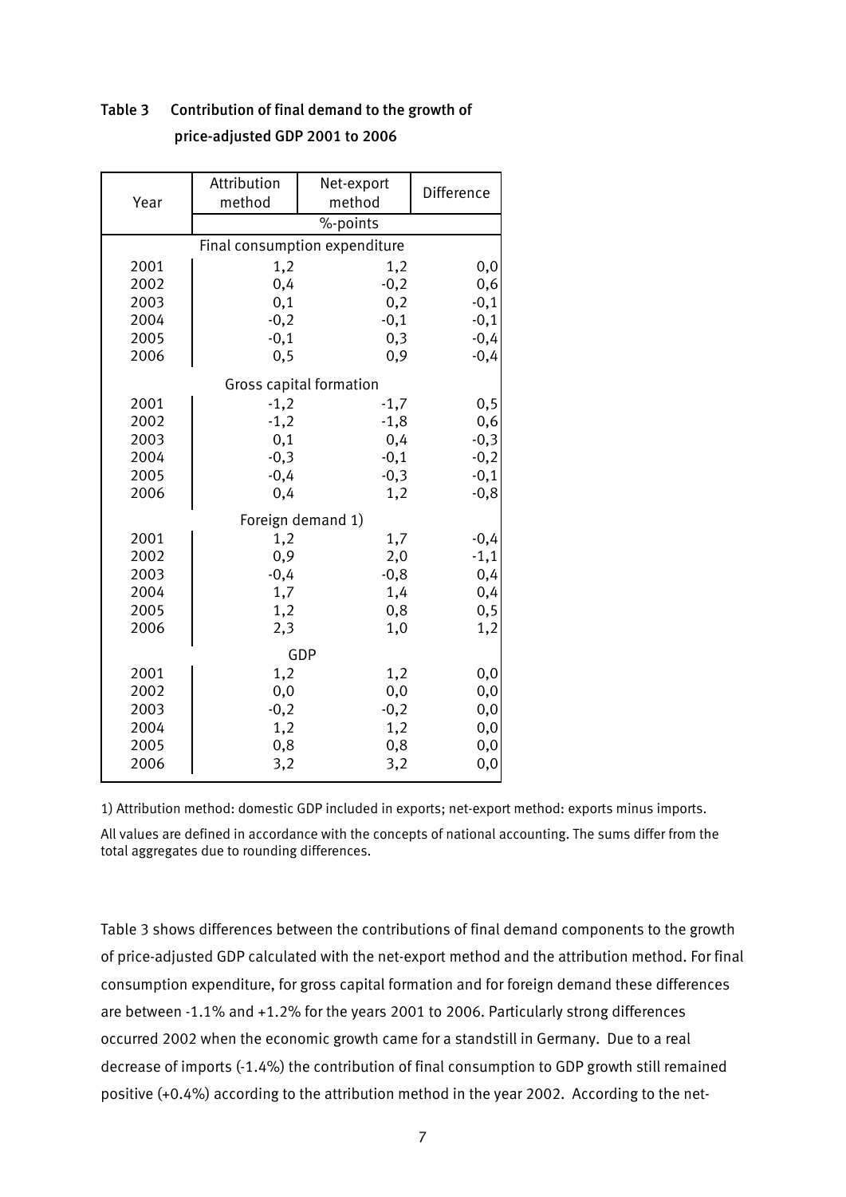**Table 3 Contribution of final demand to the growth of price-adjusted GDP 2001 to 2006**

| Year | Attribution method | Net-export method | Difference |
|---|---|---|---|
| | %-points | | |
| **Final consumption expenditure** | | | |
| 2001 | 1,2 | 1,2 | 0,0 |
| 2002 | 0,4 | -0,2 | 0,6 |
| 2003 | 0,1 | 0,2 | -0,1 |
| 2004 | -0,2 | -0,1 | -0,1 |
| 2005 | -0,1 | 0,3 | -0,4 |
| 2006 | 0,5 | 0,9 | -0,4 |
| **Gross capital formation** | | | |
| 2001 | -1,2 | -1,7 | 0,5 |
| 2002 | -1,2 | -1,8 | 0,6 |
| 2003 | 0,1 | 0,4 | -0,3 |
| 2004 | -0,3 | -0,1 | -0,2 |
| 2005 | -0,4 | -0,3 | -0,1 |
| 2006 | 0,4 | 1,2 | -0,8 |
| **Foreign demand 1)** | | | |
| 2001 | 1,2 | 1,7 | -0,4 |
| 2002 | 0,9 | 2,0 | -1,1 |
| 2003 | -0,4 | -0,8 | 0,4 |
| 2004 | 1,7 | 1,4 | 0,4 |
| 2005 | 1,2 | 0,8 | 0,5 |
| 2006 | 2,3 | 1,0 | 1,2 |
| **GDP** | | | |
| 2001 | 1,2 | 1,2 | 0,0 |
| 2002 | 0,0 | 0,0 | 0,0 |
| 2003 | -0,2 | -0,2 | 0,0 |
| 2004 | 1,2 | 1,2 | 0,0 |
| 2005 | 0,8 | 0,8 | 0,0 |
| 2006 | 3,2 | 3,2 | 0,0 |

1) Attribution method: domestic GDP included in exports; net-export method: exports minus imports.

All values are defined in accordance with the concepts of national accounting. The sums differ from the total aggregates due to rounding differences.

Table 3 shows differences between the contributions of final demand components to the growth of price-adjusted GDP calculated with the net-export method and the attribution method. For final consumption expenditure, for gross capital formation and for foreign demand these differences are between -1.1% and +1.2% for the years 2001 to 2006. Particularly strong differences occurred 2002 when the economic growth came for a standstill in Germany. Due to a real decrease of imports (-1.4%) the contribution of final consumption to GDP growth still remained positive (+0.4%) according to the attribution method in the year 2002. According to the net-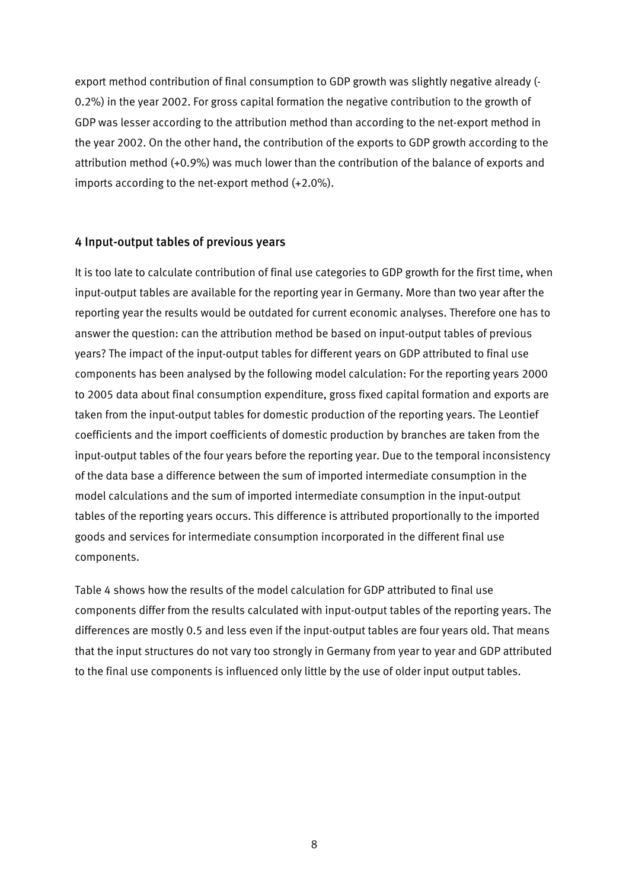export method contribution of final consumption to GDP growth was slightly negative already (-0.2%) in the year 2002. For gross capital formation the negative contribution to the growth of GDP was lesser according to the attribution method than according to the net-export method in the year 2002. On the other hand, the contribution of the exports to GDP growth according to the attribution method (+0.9%) was much lower than the contribution of the balance of exports and imports according to the net-export method (+2.0%).

## 4 Input-output tables of previous years

It is too late to calculate contribution of final use categories to GDP growth for the first time, when input-output tables are available for the reporting year in Germany. More than two year after the reporting year the results would be outdated for current economic analyses. Therefore one has to answer the question: can the attribution method be based on input-output tables of previous years? The impact of the input-output tables for different years on GDP attributed to final use components has been analysed by the following model calculation: For the reporting years 2000 to 2005 data about final consumption expenditure, gross fixed capital formation and exports are taken from the input-output tables for domestic production of the reporting years. The Leontief coefficients and the import coefficients of domestic production by branches are taken from the input-output tables of the four years before the reporting year. Due to the temporal inconsistency of the data base a difference between the sum of imported intermediate consumption in the model calculations and the sum of imported intermediate consumption in the input-output tables of the reporting years occurs. This difference is attributed proportionally to the imported goods and services for intermediate consumption incorporated in the different final use components.

Table 4 shows how the results of the model calculation for GDP attributed to final use components differ from the results calculated with input-output tables of the reporting years. The differences are mostly 0.5 and less even if the input-output tables are four years old. That means that the input structures do not vary too strongly in Germany from year to year and GDP attributed to the final use components is influenced only little by the use of older input output tables.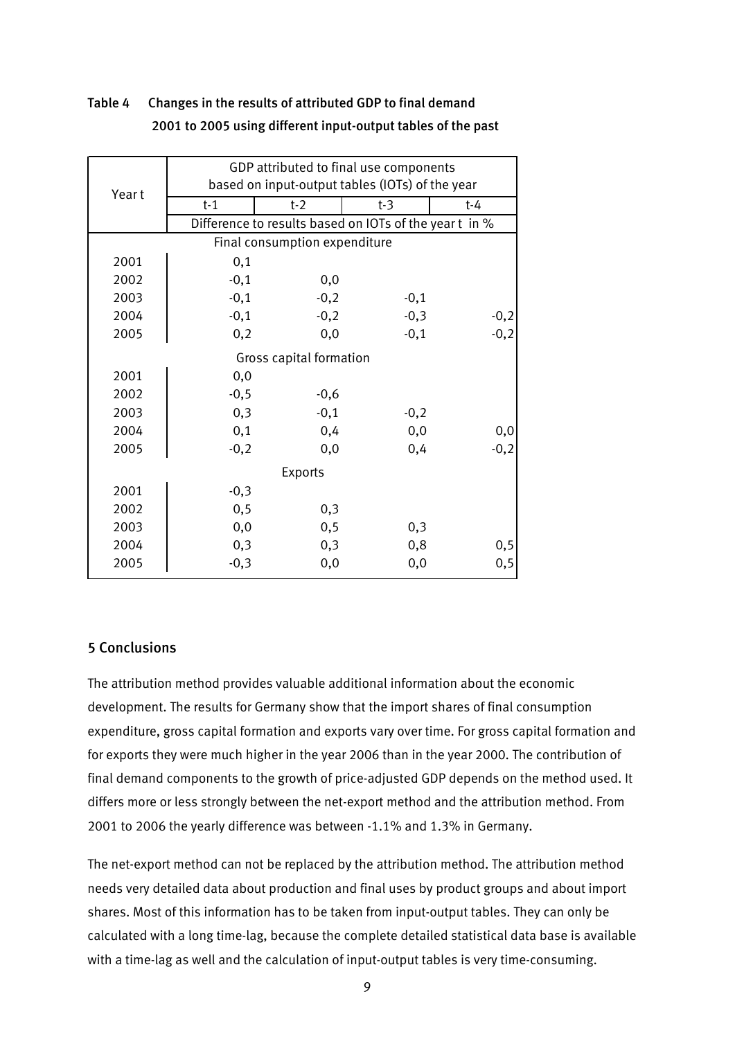**Table 4 Changes in the results of attributed GDP to final demand 2001 to 2005 using different input-output tables of the past**

| Year t | GDP attributed to final use components based on input-output tables (IOTs) of the year | | | |
|---|---|---|---|---|
| | t-1 | t-2 | t-3 | t-4 |
| | Difference to results based on IOTs of the year t in % | | | |
| **Final consumption expenditure** | | | | |
| 2001 | 0,1 | | | |
| 2002 | -0,1 | 0,0 | | |
| 2003 | -0,1 | -0,2 | -0,1 | |
| 2004 | -0,1 | -0,2 | -0,3 | -0,2 |
| 2005 | 0,2 | 0,0 | -0,1 | -0,2 |
| **Gross capital formation** | | | | |
| 2001 | 0,0 | | | |
| 2002 | -0,5 | -0,6 | | |
| 2003 | 0,3 | -0,1 | -0,2 | |
| 2004 | 0,1 | 0,4 | 0,0 | 0,0 |
| 2005 | -0,2 | 0,0 | 0,4 | -0,2 |
| **Exports** | | | | |
| 2001 | -0,3 | | | |
| 2002 | 0,5 | 0,3 | | |
| 2003 | 0,0 | 0,5 | 0,3 | |
| 2004 | 0,3 | 0,3 | 0,8 | 0,5 |
| 2005 | -0,3 | 0,0 | 0,0 | 0,5 |

## 5 Conclusions

The attribution method provides valuable additional information about the economic development. The results for Germany show that the import shares of final consumption expenditure, gross capital formation and exports vary over time. For gross capital formation and for exports they were much higher in the year 2006 than in the year 2000. The contribution of final demand components to the growth of price-adjusted GDP depends on the method used. It differs more or less strongly between the net-export method and the attribution method. From 2001 to 2006 the yearly difference was between -1.1% and 1.3% in Germany.

The net-export method can not be replaced by the attribution method. The attribution method needs very detailed data about production and final uses by product groups and about import shares. Most of this information has to be taken from input-output tables. They can only be calculated with a long time-lag, because the complete detailed statistical data base is available with a time-lag as well and the calculation of input-output tables is very time-consuming.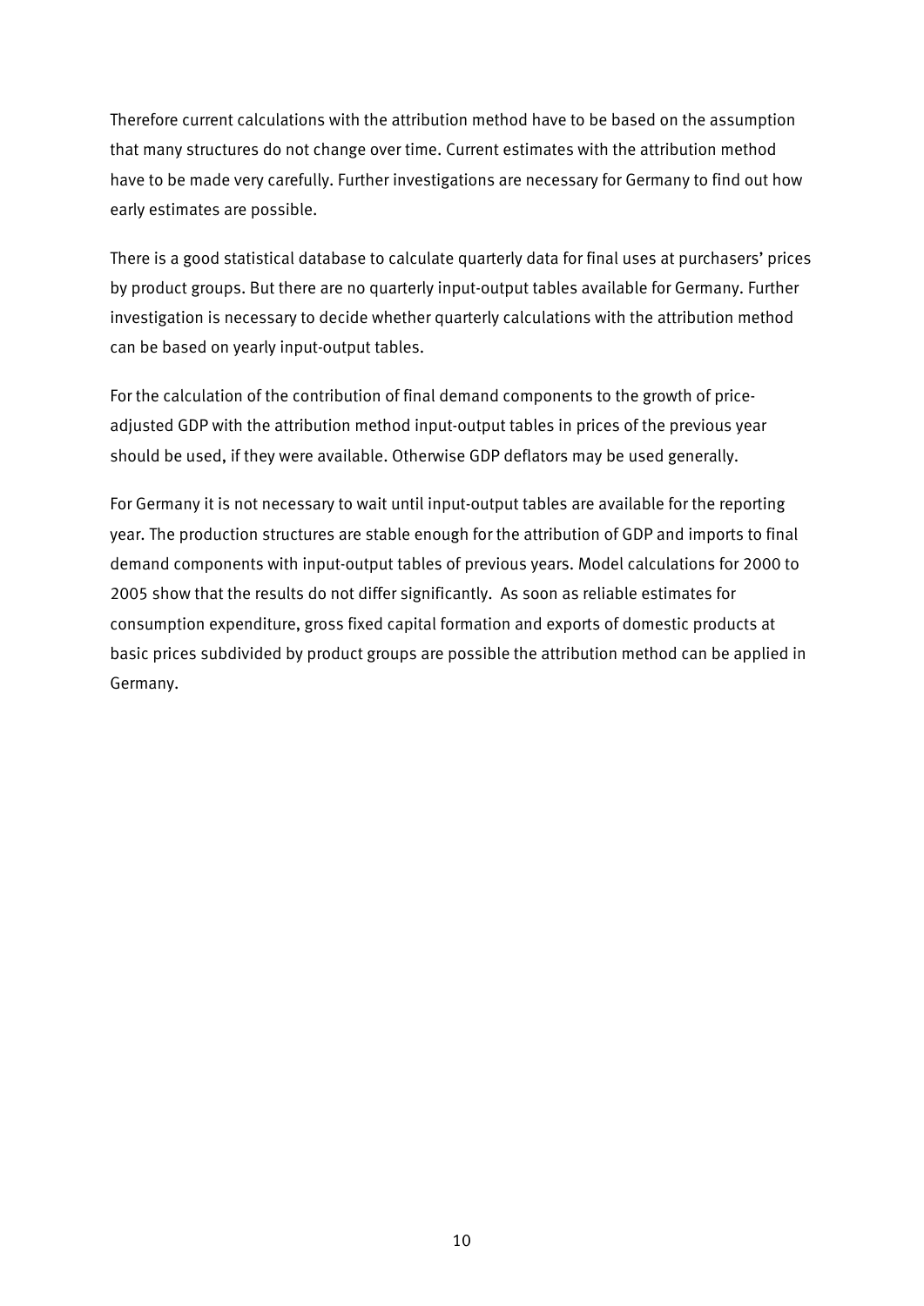Therefore current calculations with the attribution method have to be based on the assumption that many structures do not change over time. Current estimates with the attribution method have to be made very carefully. Further investigations are necessary for Germany to find out how early estimates are possible.

There is a good statistical database to calculate quarterly data for final uses at purchasers' prices by product groups. But there are no quarterly input-output tables available for Germany. Further investigation is necessary to decide whether quarterly calculations with the attribution method can be based on yearly input-output tables.

For the calculation of the contribution of final demand components to the growth of price-adjusted GDP with the attribution method input-output tables in prices of the previous year should be used, if they were available. Otherwise GDP deflators may be used generally.

For Germany it is not necessary to wait until input-output tables are available for the reporting year. The production structures are stable enough for the attribution of GDP and imports to final demand components with input-output tables of previous years. Model calculations for 2000 to 2005 show that the results do not differ significantly. As soon as reliable estimates for consumption expenditure, gross fixed capital formation and exports of domestic products at basic prices subdivided by product groups are possible the attribution method can be applied in Germany.